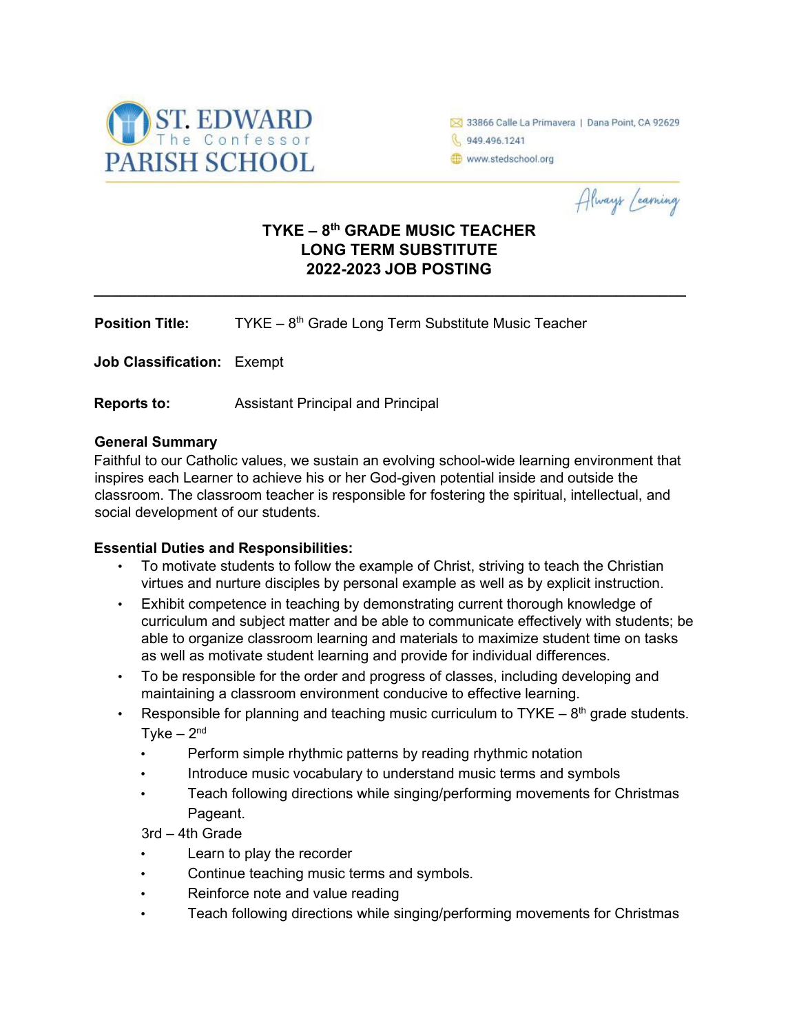ST. EDWARD The Confessor PARISH SCHOOL

33866 Calle La Primavera | Dana Point, CA 92629
949.496.1241
www.stedschool.org

*Always Learning*

# TYKE – 8th GRADE MUSIC TEACHER
# LONG TERM SUBSTITUTE
# 2022-2023 JOB POSTING

---

**Position Title:** TYKE – 8th Grade Long Term Substitute Music Teacher

**Job Classification:** Exempt

**Reports to:** Assistant Principal and Principal

**General Summary**

Faithful to our Catholic values, we sustain an evolving school-wide learning environment that inspires each Learner to achieve his or her God-given potential inside and outside the classroom. The classroom teacher is responsible for fostering the spiritual, intellectual, and social development of our students.

**Essential Duties and Responsibilities:**

- To motivate students to follow the example of Christ, striving to teach the Christian virtues and nurture disciples by personal example as well as by explicit instruction.
- Exhibit competence in teaching by demonstrating current thorough knowledge of curriculum and subject matter and be able to communicate effectively with students; be able to organize classroom learning and materials to maximize student time on tasks as well as motivate student learning and provide for individual differences.
- To be responsible for the order and progress of classes, including developing and maintaining a classroom environment conducive to effective learning.
- Responsible for planning and teaching music curriculum to TYKE – 8th grade students.

  Tyke – 2nd
  - Perform simple rhythmic patterns by reading rhythmic notation
  - Introduce music vocabulary to understand music terms and symbols
  - Teach following directions while singing/performing movements for Christmas Pageant.

  3rd – 4th Grade
  - Learn to play the recorder
  - Continue teaching music terms and symbols.
  - Reinforce note and value reading
  - Teach following directions while singing/performing movements for Christmas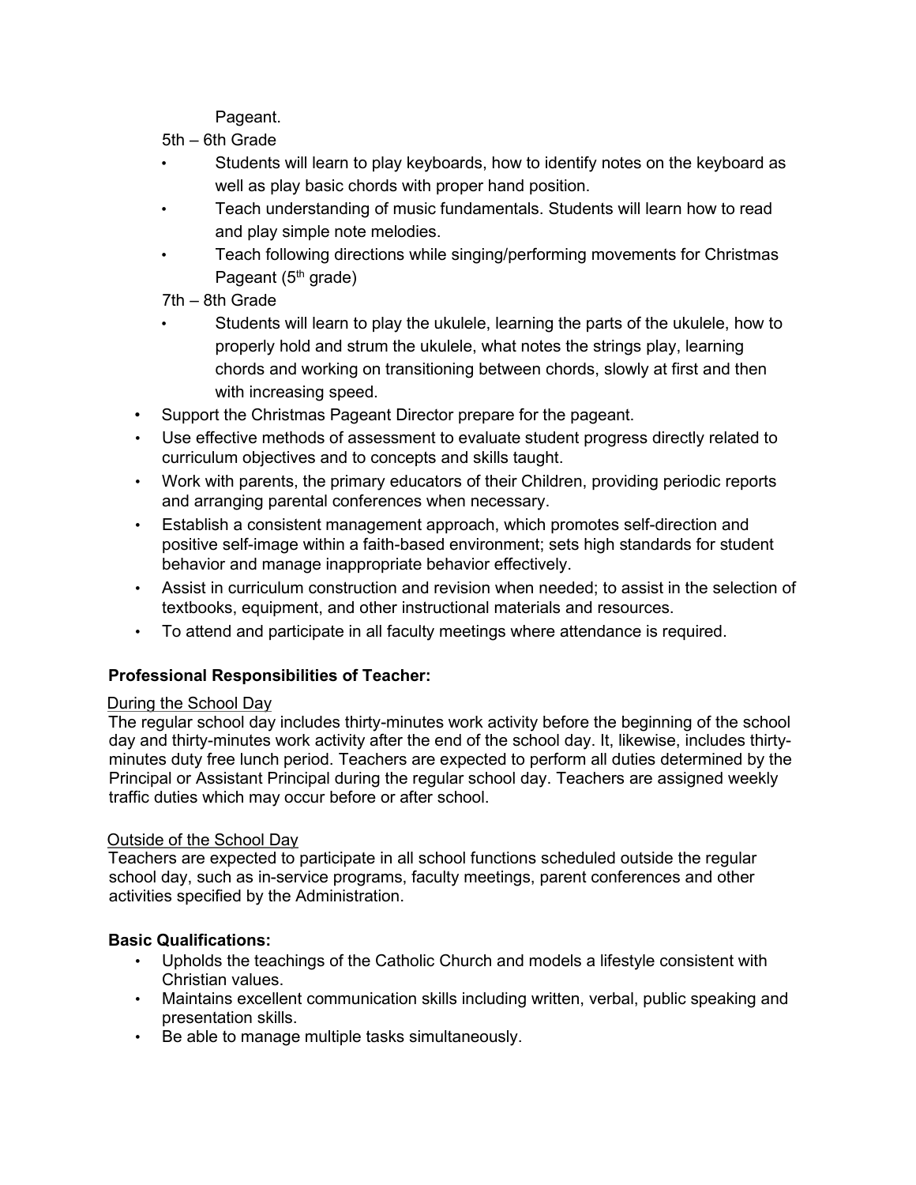Pageant.

5th – 6th Grade

- Students will learn to play keyboards, how to identify notes on the keyboard as well as play basic chords with proper hand position.
- Teach understanding of music fundamentals. Students will learn how to read and play simple note melodies.
- Teach following directions while singing/performing movements for Christmas Pageant (5th grade)

7th – 8th Grade

- Students will learn to play the ukulele, learning the parts of the ukulele, how to properly hold and strum the ukulele, what notes the strings play, learning chords and working on transitioning between chords, slowly at first and then with increasing speed.

- Support the Christmas Pageant Director prepare for the pageant.
- Use effective methods of assessment to evaluate student progress directly related to curriculum objectives and to concepts and skills taught.
- Work with parents, the primary educators of their Children, providing periodic reports and arranging parental conferences when necessary.
- Establish a consistent management approach, which promotes self-direction and positive self-image within a faith-based environment; sets high standards for student behavior and manage inappropriate behavior effectively.
- Assist in curriculum construction and revision when needed; to assist in the selection of textbooks, equipment, and other instructional materials and resources.
- To attend and participate in all faculty meetings where attendance is required.

**Professional Responsibilities of Teacher:**

<u>During the School Day</u>

The regular school day includes thirty-minutes work activity before the beginning of the school day and thirty-minutes work activity after the end of the school day. It, likewise, includes thirty-minutes duty free lunch period. Teachers are expected to perform all duties determined by the Principal or Assistant Principal during the regular school day. Teachers are assigned weekly traffic duties which may occur before or after school.

<u>Outside of the School Day</u>

Teachers are expected to participate in all school functions scheduled outside the regular school day, such as in-service programs, faculty meetings, parent conferences and other activities specified by the Administration.

**Basic Qualifications:**

- Upholds the teachings of the Catholic Church and models a lifestyle consistent with Christian values.
- Maintains excellent communication skills including written, verbal, public speaking and presentation skills.
- Be able to manage multiple tasks simultaneously.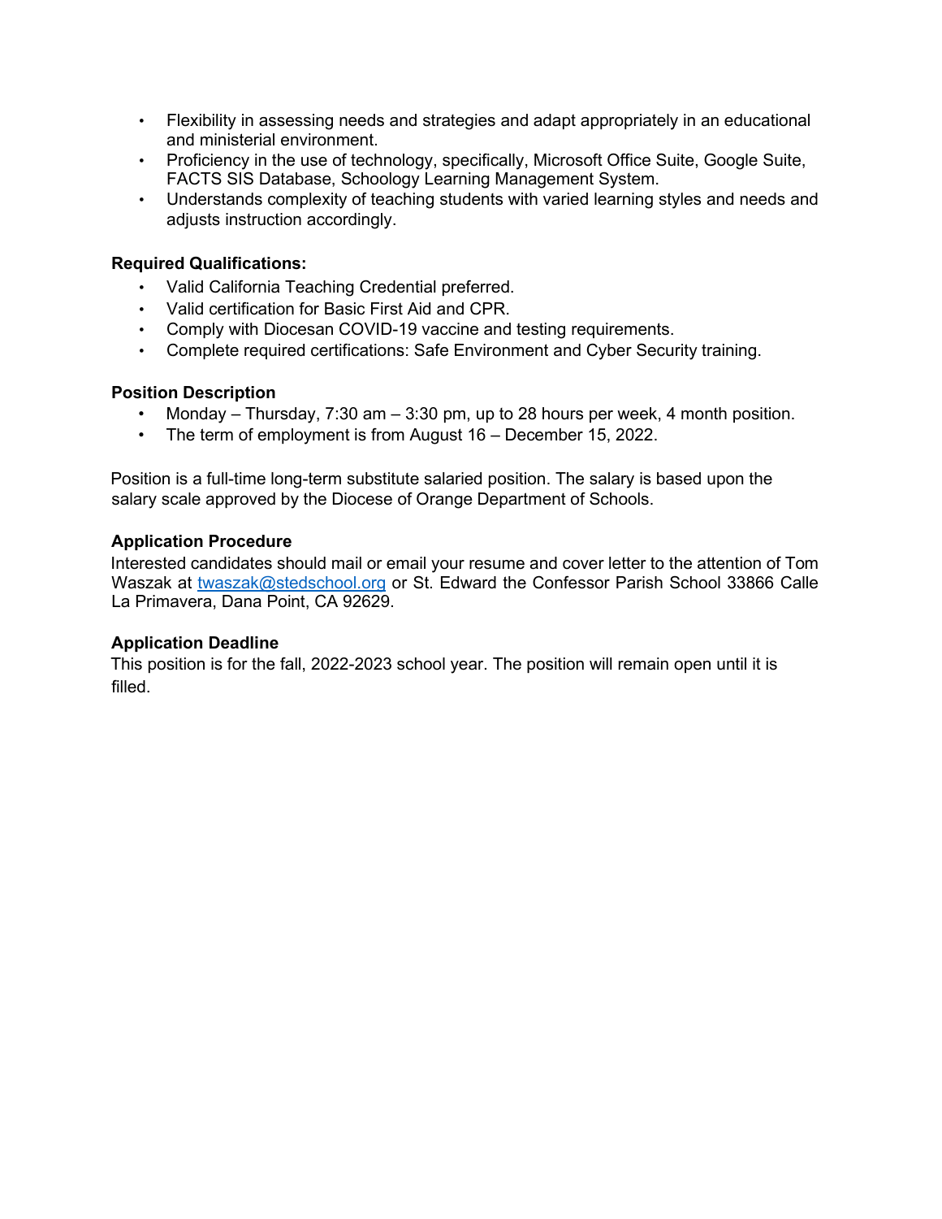- Flexibility in assessing needs and strategies and adapt appropriately in an educational and ministerial environment.
- Proficiency in the use of technology, specifically, Microsoft Office Suite, Google Suite, FACTS SIS Database, Schoology Learning Management System.
- Understands complexity of teaching students with varied learning styles and needs and adjusts instruction accordingly.

**Required Qualifications:**

- Valid California Teaching Credential preferred.
- Valid certification for Basic First Aid and CPR.
- Comply with Diocesan COVID-19 vaccine and testing requirements.
- Complete required certifications: Safe Environment and Cyber Security training.

**Position Description**

- Monday – Thursday, 7:30 am – 3:30 pm, up to 28 hours per week, 4 month position.
- The term of employment is from August 16 – December 15, 2022.

Position is a full-time long-term substitute salaried position. The salary is based upon the salary scale approved by the Diocese of Orange Department of Schools.

**Application Procedure**

Interested candidates should mail or email your resume and cover letter to the attention of Tom Waszak at twaszak@stedschool.org or St. Edward the Confessor Parish School 33866 Calle La Primavera, Dana Point, CA 92629.

**Application Deadline**

This position is for the fall, 2022-2023 school year. The position will remain open until it is filled.